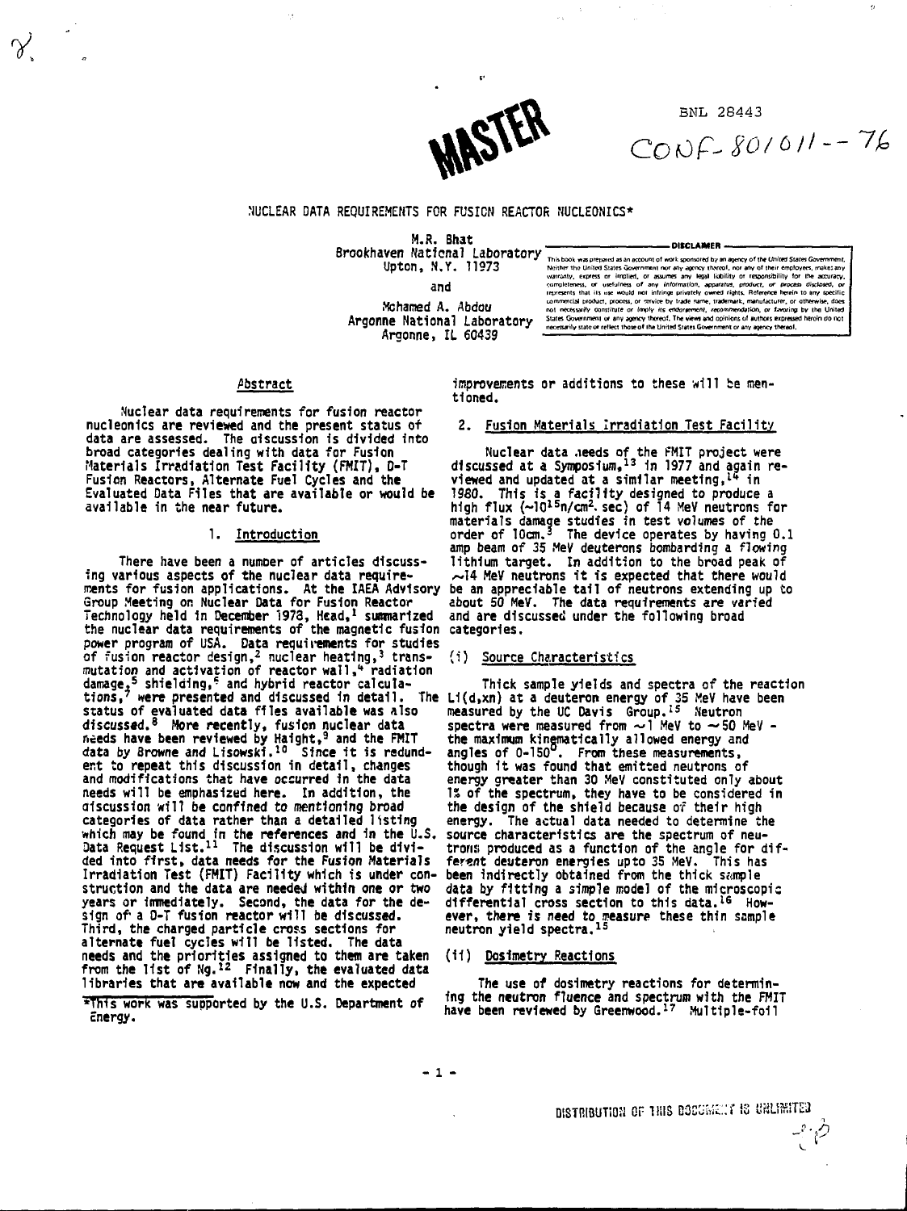BNL 28443

CONF-801011--76

# NUCLEAR DATA REQUIREMENTS FOR FUSION REACTOR NUCLEONICS*

M.R. Bhat
Brookhaven National Laboratory
Upton, N.Y. 11973

and

Mohamed A. Abdou
Argonne National Laboratory
Argonne, IL 60439

DISCLAIMER

This book was prepared as an account of work sponsored by an agency of the United States Government. Neither the United States Government nor any agency thereof, nor any of their employees, makes any warranty, express or implied, or assumes any legal liability or responsibility for the accuracy, completeness, or usefulness of any information, apparatus, product, or process disclosed, or represents that its use would not infringe privately owned rights. Reference herein to any specific commercial product, process, or service by trade name, trademark, manufacturer, or otherwise, does not necessarily constitute or imply its endorsement, recommendation, or favoring by the United States Government or any agency thereof. The views and opinions of authors expressed herein do not necessarily state or reflect those of the United States Government or any agency thereof.

## Abstract

Nuclear data requirements for fusion reactor nucleonics are reviewed and the present status of data are assessed. The discussion is divided into broad categories dealing with data for Fusion Materials Irradiation Test Facility (FMIT), D-T Fusion Reactors, Alternate Fuel Cycles and the Evaluated Data Files that are available or would be available in the near future.

## 1. Introduction

There have been a number of articles discussing various aspects of the nuclear data requirements for fusion applications. At the IAEA Advisory Group Meeting on Nuclear Data for Fusion Reactor Technology held in December 1978, Head,[1] summarized the nuclear data requirements of the magnetic fusion power program of USA. Data requirements for studies of fusion reactor design,[2] nuclear heating,[3] transmutation and activation of reactor wall,[4] radiation damage,[5] shielding,[6] and hybrid reactor calculations,[7] were presented and discussed in detail. The status of evaluated data files available was also discussed.[8] More recently, fusion nuclear data needs have been reviewed by Haight,[9] and the FMIT data by Browne and Lisowski.[10] Since it is redundent to repeat this discussion in detail, changes and modifications that have occurred in the data needs will be emphasized here. In addition, the discussion will be confined to mentioning broad categories of data rather than a detailed listing which may be found in the references and in the U.S. Data Request List.[11] The discussion will be divided into first, data needs for the Fusion Materials Irradiation Test (FMIT) Facility which is under construction and the data are needed within one or two years or immediately. Second, the data for the design of a D-T fusion reactor will be discussed. Third, the charged particle cross sections for alternate fuel cycles will be listed. The data needs and the priorities assigned to them are taken from the list of Ng.[12] Finally, the evaluated data libraries that are available now and the expected improvements or additions to these will be mentioned.

*This work was supported by the U.S. Department of Energy.

## 2. Fusion Materials Irradiation Test Facility

Nuclear data needs of the FMIT project were discussed at a Symposium,[13] in 1977 and again reviewed and updated at a similar meeting,[14] in 1980. This is a facility designed to produce a high flux ($\sim 10^{15}$n/cm$^2$.sec) of 14 MeV neutrons for materials damage studies in test volumes of the order of 10cm.$^3$ The device operates by having 0.1 amp beam of 35 MeV deuterons bombarding a flowing lithium target. In addition to the broad peak of $\sim$14 MeV neutrons it is expected that there would be an appreciable tail of neutrons extending up to about 50 MeV. The data requirements are varied and are discussed under the following broad categories.

### (i) Source Characteristics

Thick sample yields and spectra of the reaction Li(d,xn) at a deuteron energy of 35 MeV have been measured by the UC Davis Group.[15] Neutron spectra were measured from $\sim$1 MeV to $\sim$50 MeV - the maximum kinematically allowed energy and angles of 0-150$^0$. From these measurements, though it was found that emitted neutrons of energy greater than 30 MeV constituted only about 1% of the spectrum, they have to be considered in the design of the shield because of their high energy. The actual data needed to determine the source characteristics are the spectrum of neutrons produced as a function of the angle for different deuteron energies upto 35 MeV. This has been indirectly obtained from the thick sample data by fitting a simple model of the microscopic differential cross section to this data.[16] However, there is need to measure these thin sample neutron yield spectra.[15]

### (ii) Dosimetry Reactions

The use of dosimetry reactions for determining the neutron fluence and spectrum with the FMIT have been reviewed by Greenwood.[17] Multiple-foil

DISTRIBUTION OF THIS DOCUMENT IS UNLIMITED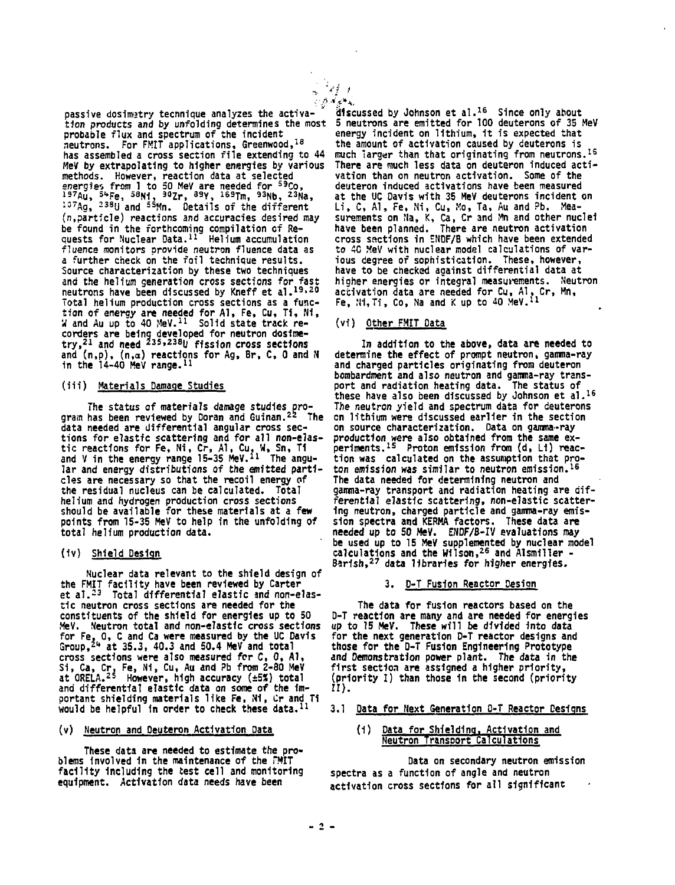passive dosimetry technique analyzes the activation products and by unfolding determines the most probable flux and spectrum of the incident neutrons. For FMIT applications, Greenwood,[18] has assembled a cross section file extending to 44 MeV by extrapolating to higher energies by various methods. However, reaction data at selected energies from 1 to 50 MeV are needed for $^{59}$Co, $^{197}$Au, $^{54}$Fe, $^{58}$Ni, $^{90}$Zr, $^{89}$Y, $^{169}$Tm, $^{93}$Nb, $^{23}$Na, $^{107}$Ag, $^{238}$U and $^{55}$Mn. Details of the different (n,particle) reactions and accuracies desired may be found in the forthcoming compilation of Requests for Nuclear Data.[11] Helium accumulation fluence monitors provide neutron fluence data as a further check on the foil technique results. Source characterization by these two techniques and the helium generation cross sections for fast neutrons have been discussed by Kneff et al.[19,20] Total helium production cross sections as a function of energy are needed for Al, Fe, Cu, Ti, Ni, W and Au up to 40 MeV.[11] Solid state track recorders are being developed for neutron dosimetry,[21] and need $^{235,238}$U fission cross sections and (n,p), (n,$\alpha$) reactions for Ag, Br, C, O and N in the 14-40 MeV range.[11]

(iii) Materials Damage Studies

The status of materials damage studies program has been reviewed by Doran and Guinan.[22] The data needed are differential angular cross sections for elastic scattering and for all non-elastic reactions for Fe, Ni, Cr, Al, Cu, W, Sn, Ti and V in the energy range 15-35 MeV.[11] The angular and energy distributions of the emitted particles are necessary so that the recoil energy of the residual nucleus can be calculated. Total helium and hydrogen production cross sections should be available for these materials at a few points from 15-35 MeV to help in the unfolding of total helium production data.

(iv) Shield Design

Nuclear data relevant to the shield design of the FMIT facility have been reviewed by Carter et al.[23] Total differential elastic and non-elastic neutron cross sections are needed for the constituents of the shield for energies up to 50 MeV. Neutron total and non-elastic cross sections for Fe, O, C and Ca were measured by the UC Davis Group,[24] at 35.3, 40.3 and 50.4 MeV and total cross sections were also measured for C, O, Al, Si, Ca, Cr, Fe, Ni, Cu, Au and Pb from 2-80 MeV at ORELA.[25] However, high accuracy (±5%) total and differential elastic data on some of the important shielding materials like Fe, Ni, Cr and Ti would be helpful in order to check these data.[11]

(v) Neutron and Deuteron Activation Data

These data are needed to estimate the problems involved in the maintenance of the FMIT facility including the test cell and monitoring equipment. Activation data needs have been discussed by Johnson et al.[16] Since only about 5 neutrons are emitted for 100 deuterons of 35 MeV energy incident on lithium, it is expected that the amount of activation caused by deuterons is much larger than that originating from neutrons.[16] There are much less data on deuteron induced activation than on neutron activation. Some of the deuteron induced activations have been measured at the UC Davis with 35 MeV deuterons incident on Li, C, Al, Fe, Ni, Cu, Mo, Ta, Au and Pb. Measurements on Na, K, Ca, Cr and Mn and other nuclei have been planned. There are neutron activation cross sections in ENDF/B which have been extended to 40 MeV with nuclear model calculations of various degree of sophistication. These, however, have to be checked against differential data at higher energies or integral measurements. Neutron activation data are needed for Cu, Al, Cr, Mn, Fe, Ni, Ti, Co, Na and K up to 40 MeV.[11]

(vi) Other FMIT Data

In addition to the above, data are needed to determine the effect of prompt neutron, gamma-ray and charged particles originating from deuteron bombardment and also neutron and gamma-ray transport and radiation heating data. The status of these have also been discussed by Johnson et al.[16] The neutron yield and spectrum data for deuterons on lithium were discussed earlier in the section on source characterization. Data on gamma-ray production were also obtained from the same experiments.[15] Proton emission from (d, Li) reaction was calculated on the assumption that proton emission was similar to neutron emission.[16] The data needed for determining neutron and gamma-ray transport and radiation heating are differential elastic scattering, non-elastic scattering neutron, charged particle and gamma-ray emission spectra and KERMA factors. These data are needed up to 50 MeV. ENDF/B-IV evaluations may be used up to 15 MeV supplemented by nuclear model calculations and the Wilson,[26] and Alsmiller - Barish,[27] data libraries for higher energies.

## 3. D-T Fusion Reactor Design

The data for fusion reactors based on the D-T reaction are many and are needed for energies up to 15 MeV. These will be divided into data for the next generation D-T reactor designs and those for the D-T Fusion Engineering Prototype and Demonstration power plant. The data in the first section are assigned a higher priority, (priority I) than those in the second (priority II).

### 3.1 Data for Next Generation D-T Reactor Designs

(i) Data for Shielding, Activation and Neutron Transport Calculations

Data on secondary neutron emission spectra as a function of angle and neutron activation cross sections for all significant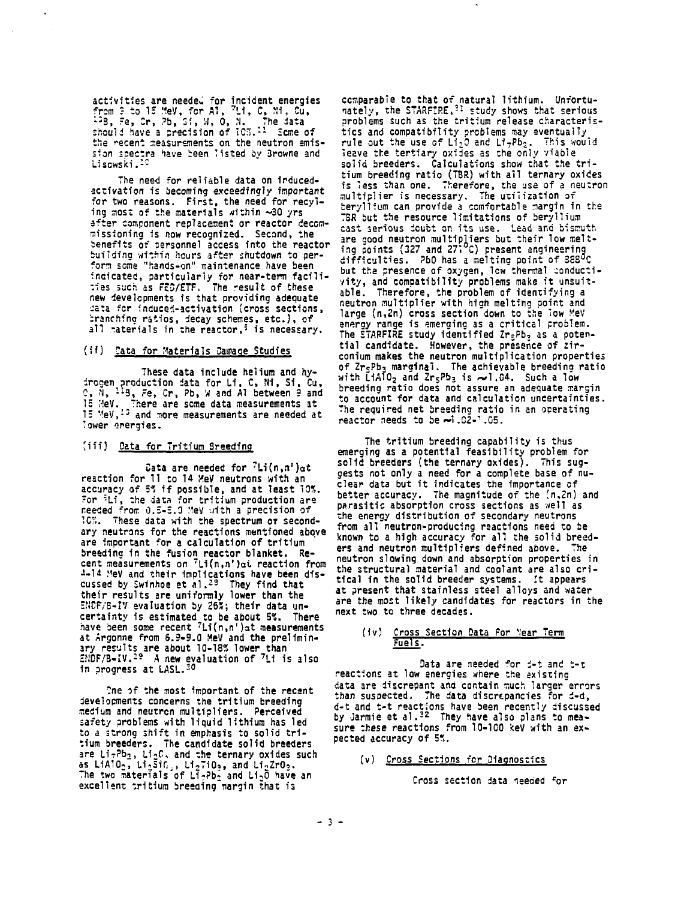activities are needed for incident energies from 9 to 15 MeV, for Al, $^7Li$, C, Ni, Cu, $^{10}B$, Fe, Cr, Pb, Si, W, O, N. The data should have a precision of 10%.[11] Some of the recent measurements on the neutron emission spectra have been listed by Browne and Liskowski.[20]

The need for reliable data on induced-activation is becoming *exceedingly important* for two reasons. First, the need for recyling most of the materials within ~30 yrs after component replacement or reactor decommissioning is now recognized. Second, the benefits of personnel access into the reactor building within hours after shutdown to perform some "hands-on" maintenance have been indicated, particularly for near-term facilities such as FED/ETF. The result of these new developments is that providing adequate data for induced-activation (cross sections, branching ratios, decay schemes, etc.), of all materials in the reactor,[5] is necessary.

### (ii) Data for Materials Damage Studies

These data include helium and hydrogen production data for Li, C, Ni, Si, Cu, O, N, $^{10}B$, Fe, Cr, Pb, W and Al between 9 and 15 MeV. There are some data measurements at 15 MeV,[10] and more measurements are needed at lower energies.

### (iii) Data for Tritium Breeding

Data are needed for $^7Li(n,n')\alpha t$ reaction for 11 to 14 MeV neutrons with an accuracy of 5% if possible, and at least 10%. For $^6Li$, the data for tritium production are needed from 0.5-5.0 MeV with a precision of 10%. These data with the spectrum or secondary neutrons for the reactions mentioned above are important for a calculation of tritium breeding in the fusion reactor blanket. Recent measurements on $^7Li(n,n')\alpha t$ reaction from 4-14 MeV and their implications have been discussed by Swinhoe et al.[28] They find that their results are uniformly lower than the ENDF/B-IV evaluation by 26%; their data uncertainty is estimated to be about 5%. There have been some recent $^7Li(n,n')\alpha t$ measurements at Argonne from 6.9-9.0 MeV and the preliminary results are about 10-18% lower than ENDF/B-IV.[29] A new evaluation of $^7Li$ is also in progress at LASL.[30]

One of the most important of the recent developments concerns the tritium breeding medium and neutron multipliers. Perceived safety problems with liquid lithium has led to a strong shift in emphasis to solid tritium breeders. The candidate solid breeders are $Li_7Pb_2$, $Li_2O$, and the ternary oxides such as $LiAlO_2$, $Li_4SiO_4$, $Li_2TiO_3$, and $Li_2ZrO_3$. The two materials of $Li_7Pb_2$ and $Li_2O$ have an excellent tritium breeding margin that is comparable to that of natural lithium. Unfortunately, the STARFIRE,[31] study shows that serious problems such as the tritium release characteristics and compatibility problems may eventually rule out the use of $Li_2O$ and $Li_7Pb_2$. This would leave the tertiary oxides as the only viable solid breeders. Calculations show that the tritium breeding ratio (TBR) with all ternary oxides is less than one. Therefore, the use of a neutron multiplier is necessary. The utilization of beryllium can provide a comfortable margin in the TBR but the resource limitations of beryllium cast serious doubt on its use. Lead and bismuth are good neutron multipliers but their low melting points (327 and 271°C) present engineering difficulties. PbO has a melting point of 888°C but the presence of oxygen, low thermal conductivity, and compatibility problems make it unsuitable. Therefore, the problem of identifying a neutron multiplier with high melting point and large (n,2n) cross section down to the low MeV energy range is emerging as a critical problem. The STARFIRE study identified $Zr_5Pb_3$ as a potential candidate. However, the presence of zirconium makes the neutron multiplication properties of $Zr_5Pb_3$ marginal. The achievable breeding ratio with $LiAlO_2$ and $Zr_5Pb_3$ is ~1.04. Such a low breeding ratio does not assure an adequate margin to account for data and calculation uncertainties. The required net breeding ratio in an operating reactor needs to be ~1.02-1.05.

The tritium breeding capability is thus emerging as a potential feasibility problem for solid breeders (the ternary oxides). This suggests not only a need for a complete base of nuclear data but it indicates the importance of better accuracy. The magnitude of the (n,2n) and parasitic absorption cross sections as well as the energy distribution of secondary neutrons from all neutron-producing reactions need to be known to a high accuracy for all the solid breeders and neutron multipliers defined above. The neutron slowing down and absorption properties in the structural material and coolant are also critical in the solid breeder systems. It appears at present that stainless steel alloys and water are the most likely candidates for reactors in the next two to three decades.

### (iv) Cross Section Data For Near Term Fuels.

Data are needed for d-t and t-t reactions at low energies where the existing data are discrepant and contain much larger errors than suspected. The data discrepancies for d-d, d-t and t-t reactions have been recently discussed by Jarmie et al.[32] They have also plans to measure these reactions from 10-100 keV with an expected accuracy of 5%.

### (v) Cross Sections for Diagnostics

Cross section data needed for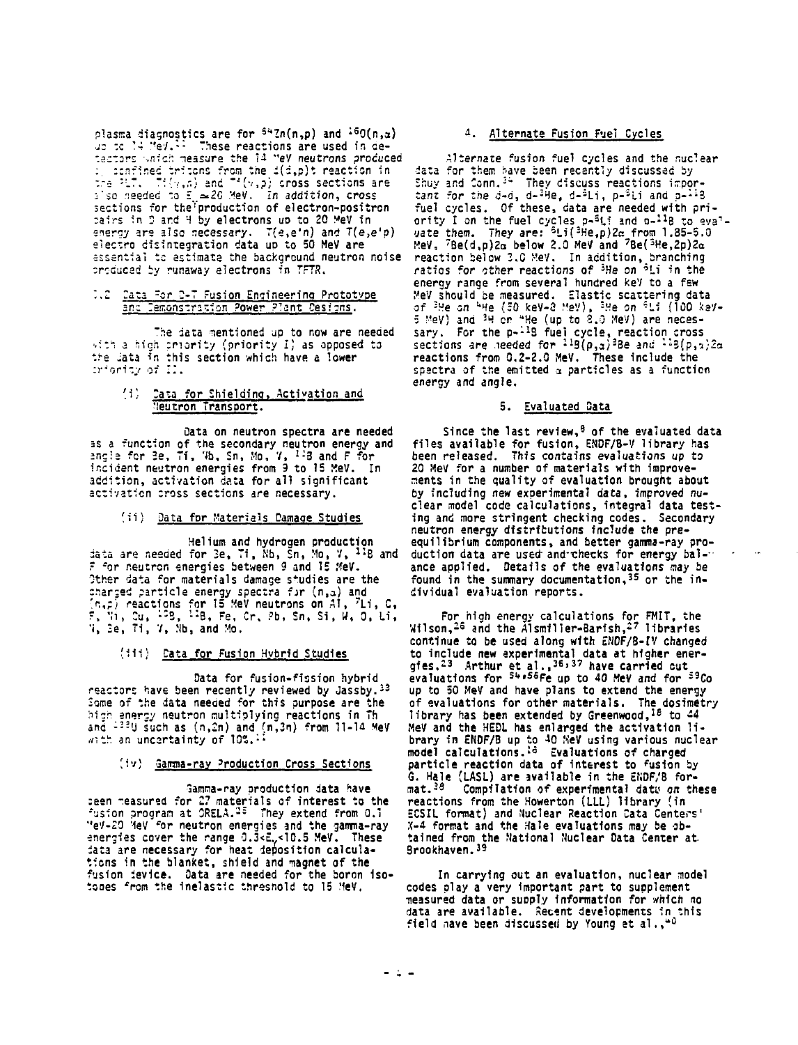plasma diagnostics are for $^{64}Zn(n,p)$ and $^{16}O(n,\alpha)$ up to 14 MeV.[31] These reactions are used in detectors which measure the 14 MeV neutrons produced by confined tritons from the $d(d,p)t$ reaction in the PLT. $T(\gamma,n)$ and $T(\gamma,p)$ cross sections are also needed to $E_\gamma \simeq 20$ MeV. In addition, cross sections for the production of electron-positron pairs in D and H by electrons up to 20 MeV in energy are also necessary. $T(e,e'n)$ and $T(e,e'p)$ electro disintegration data up to 50 MeV are essential to estimate the background neutron noise produced by runaway electrons in TFTR.

### 3.2 Data For D-T Fusion Engineering Prototype and Demonstration Power Plant Designs.

The data mentioned up to now are needed with a high priority (priority I) as opposed to the data in this section which have a lower priority of II.

#### (i) Data for Shielding, Activation and Neutron Transport.

Data on neutron spectra are needed as a function of the secondary neutron energy and angle for Be, Ti, Nb, Sn, Mo, V, $^{11}B$ and F for incident neutron energies from 9 to 15 MeV. In addition, activation data for all significant activation cross sections are necessary.

#### (ii) Data for Materials Damage Studies

Helium and hydrogen production data are needed for Be, Ti, Nb, Sn, Mo, V, $^{11}B$ and F for neutron energies between 9 and 15 MeV. Other data for materials damage studies are the charged particle energy spectra for $(n,\alpha)$ and $(n,p)$ reactions for 15 MeV neutrons on Al, $^{7}Li$, C, F, Ni, Cu, $^{10}B$, $^{11}B$, Fe, Cr, Pb, Sn, Si, W, O, Li, N, Be, Ti, V, Nb, and Mo.

#### (iii) Data for Fusion Hybrid Studies

Data for fusion-fission hybrid reactors have been recently reviewed by Jassby.[33] Some of the data needed for this purpose are the high energy neutron multiplying reactions in Th and $^{238}U$ such as $(n,2n)$ and $(n,3n)$ from 11-14 MeV with an uncertainty of 10%.[11]

#### (iv) Gamma-ray Production Cross Sections

Gamma-ray production data have been measured for 27 materials of interest to the fusion program at ORELA.[25] They extend from 0.1 MeV-20 MeV for neutron energies and the gamma-ray energies cover the range $0.3<E_\gamma<10.5$ MeV. These data are necessary for heat deposition calculations in the blanket, shield and magnet of the fusion device. Data are needed for the boron isotopes from the inelastic threshold to 15 MeV.

## 4. Alternate Fusion Fuel Cycles

Alternate fusion fuel cycles and the nuclear data for them have been recently discussed by Shuy and Conn.[34] They discuss reactions important for the d-d, d-$^{3}He$, d-$^{6}Li$, p-$^{6}Li$ and p-$^{11}B$ fuel cycles. Of these, data are needed with priority I on the fuel cycles p-$^{6}Li$ and p-$^{11}B$ to evaluate them. They are: $^{6}Li(^{3}He,p)2\alpha$ from 1.85-5.0 MeV, $^{7}Be(d,p)2\alpha$ below 2.0 MeV and $^{7}Be(^{3}He,2p)2\alpha$ reaction below 3.0 MeV. In addition, branching ratios for other reactions of $^{3}He$ on $^{6}Li$ in the energy range from several hundred keV to a few MeV should be measured. Elastic scattering data of $^{3}He$ on $^{4}He$ (50 keV-8 MeV), $^{3}He$ on $^{6}Li$ (100 keV-5 MeV) and $^{3}H$ on $^{4}He$ (up to 8.0 MeV) are necessary. For the p-$^{11}B$ fuel cycle, reaction cross sections are needed for $^{11}B(p,\alpha)^{8}Be$ and $^{11}B(p,\alpha)2\alpha$ reactions from 0.2-2.0 MeV. These include the spectra of the emitted $\alpha$ particles as a function energy and angle.

## 5. Evaluated Data

Since the last review,[8] of the evaluated data files available for fusion, ENDF/B-V library has been released. This contains evaluations up to 20 MeV for a number of materials with improvements in the quality of evaluation brought about by including new experimental data, improved nuclear model code calculations, integral data testing and more stringent checking codes. Secondary neutron energy distributions include the pre-equilibrium components, and better gamma-ray production data are used and checks for energy balance applied. Details of the evaluations may be found in the summary documentation,[35] or the individual evaluation reports.

For high energy calculations for FMIT, the Wilson,[26] and the Alsmiller-Barish,[27] libraries continue to be used along with ENDF/B-IV changed to include new experimental data at higher energies.[23] Arthur et al.,[36,37] have carried out evaluations for $^{54,56}Fe$ up to 40 MeV and for $^{59}Co$ up to 50 MeV and have plans to extend the energy of evaluations for other materials. The dosimetry library has been extended by Greenwood,[18] to 44 MeV and the HEDL has enlarged the activation library in ENDF/B up to 40 MeV using various nuclear model calculations.[18] Evaluations of charged particle reaction data of interest to fusion by G. Hale (LASL) are available in the ENDF/B format.[38] Compilation of experimental data on these reactions from the Howerton (LLL) library (in ECSIL format) and Nuclear Reaction Data Centers' X-4 format and the Hale evaluations may be obtained from the National Nuclear Data Center at Brookhaven.[39]

In carrying out an evaluation, nuclear model codes play a very important part to supplement measured data or supply information for which no data are available. Recent developments in this field have been discussed by Young et al.,[40]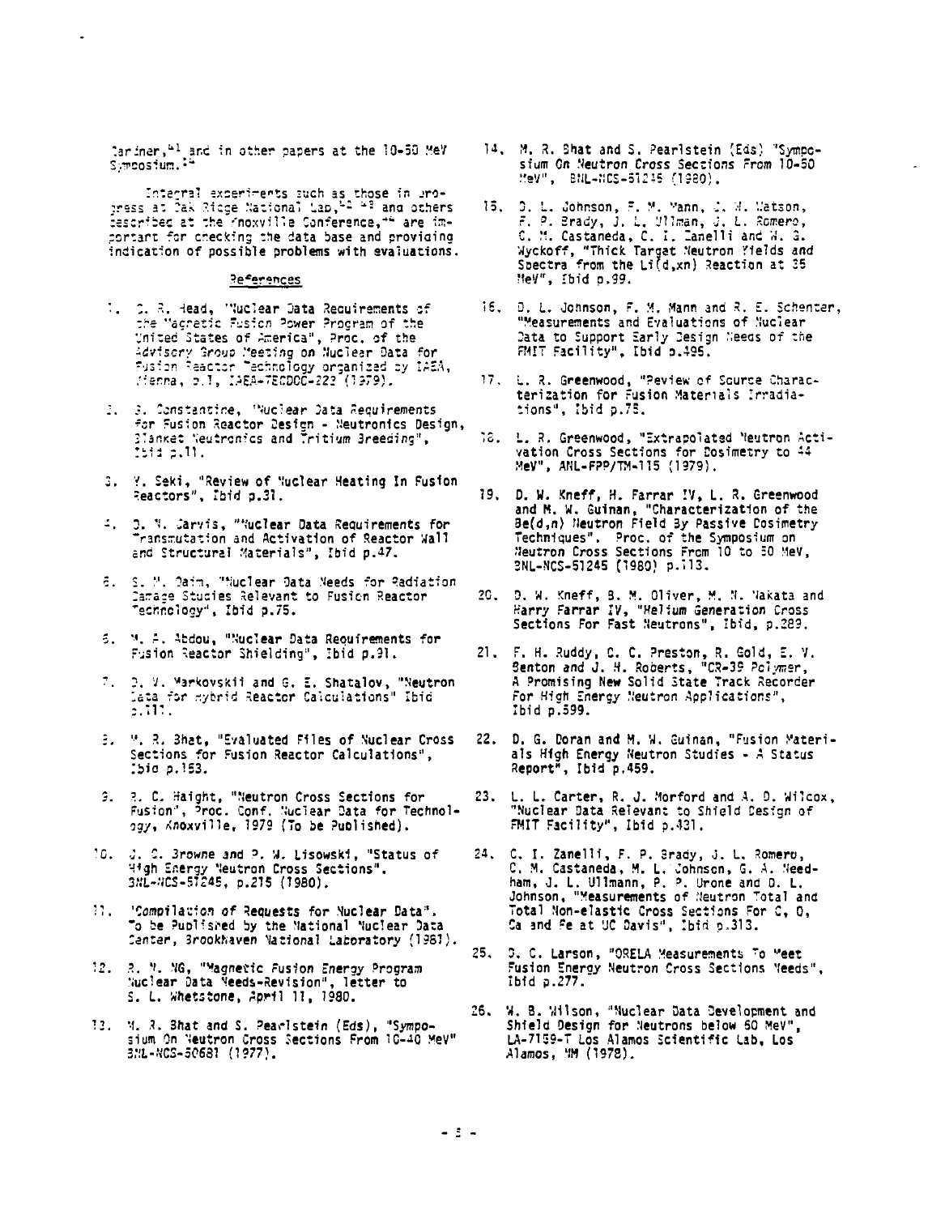Gardner,[41] and in other papers at the 10-50 MeV Symposium.[14]

Integral experiments such as those in progress at Oak Ridge National Lab,[42-43] and others described at the Knoxville Conference,[44] are important for checking the data base and providing indication of possible problems with evaluations.

## References

1. C. R. Head, "Nuclear Data Requirements of the Magnetic Fusion Power Program of the United States of America", Proc. of the Advisory Group Meeting on Nuclear Data for Fusion Reactor Technology organized by IAEA, Vienna, p.1, IAEA-TECDOC-223 (1979).

2. G. Constantine, "Nuclear Data Requirements for Fusion Reactor Design - Neutronics Design, Blanket Neutronics and Tritium Breeding", Ibid p.11.

3. Y. Seki, "Review of Nuclear Heating In Fusion Reactors", Ibid p.31.

4. O. N. Jarvis, "Nuclear Data Requirements for Transmutation and Activation of Reactor Wall and Structural Materials", Ibid p.47.

5. S. M. Qaim, "Nuclear Data Needs for Radiation Damage Studies Relevant to Fusion Reactor Technology", Ibid p.75.

6. M. A. Abdou, "Nuclear Data Requirements for Fusion Reactor Shielding", Ibid p.91.

7. D. V. Markovskii and G. E. Shatalov, "Neutron Data for Hybrid Reactor Calculations" Ibid p.117.

8. M. R. Bhat, "Evaluated Files of Nuclear Cross Sections for Fusion Reactor Calculations", Ibid p.153.

9. R. C. Haight, "Neutron Cross Sections for Fusion", Proc. Conf. Nuclear Data for Technology, Knoxville, 1979 (To be Published).

10. J. C. Browne and P. W. Lisowski, "Status of High Energy Neutron Cross Sections". BNL-NCS-51245, p.215 (1980).

11. "Compilation of Requests for Nuclear Data". To be Published by the National Nuclear Data Center, Brookhaven National Laboratory (1981).

12. R. N. NG, "Magnetic Fusion Energy Program Nuclear Data Needs-Revision", letter to S. L. Whetstone, April 11, 1980.

13. M. R. Bhat and S. Pearlstein (Eds), "Symposium On Neutron Cross Sections From 10-40 MeV" BNL-NCS-50681 (1977).

14. M. R. Bhat and S. Pearlstein (Eds) "Symposium On Neutron Cross Sections From 10-50 MeV", BNL-NCS-51245 (1980).

15. D. L. Johnson, F. M. Mann, J. W. Watson, F. P. Brady, J. L. Ullman, J. L. Romero, C. M. Castaneda, C. I. Zanelli and W. G. Wyckoff, "Thick Target Neutron Yields and Spectra from the Li(d,xn) Reaction at 35 MeV", Ibid p.99.

16. D. L. Johnson, F. M. Mann and R. E. Schenter, "Measurements and Evaluations of Nuclear Data to Support Early Design Needs of the FMIT Facility", Ibid p.495.

17. L. R. Greenwood, "Review of Source Characterization for Fusion Materials Irradiations", Ibid p.75.

18. L. R. Greenwood, "Extrapolated Neutron Activation Cross Sections for Dosimetry to 44 MeV", ANL-FPP/TM-115 (1979).

19. D. W. Kneff, H. Farrar IV, L. R. Greenwood and M. W. Guinan, "Characterization of the Be(d,n) Neutron Field By Passive Dosimetry Techniques". Proc. of the Symposium on Neutron Cross Sections From 10 to 50 MeV, BNL-NCS-51245 (1980) p.113.

20. D. W. Kneff, B. M. Oliver, M. N. Nakata and Harry Farrar IV, "Helium Generation Cross Sections For Fast Neutrons", Ibid, p.289.

21. F. H. Ruddy, C. C. Preston, R. Gold, E. V. Benton and J. H. Roberts, "CR-39 Polymer, A Promising New Solid State Track Recorder For High Energy Neutron Applications", Ibid p.599.

22. D. G. Doran and M. W. Guinan, "Fusion Materials High Energy Neutron Studies - A Status Report", Ibid p.459.

23. L. L. Carter, R. J. Morford and A. D. Wilcox, "Nuclear Data Relevant to Shield Design of FMIT Facility", Ibid p.431.

24. C. I. Zanelli, F. P. Brady, J. L. Romero, C. M. Castaneda, M. L. Johnson, G. A. Needham, J. L. Ullmann, P. P. Urone and D. L. Johnson, "Measurements of Neutron Total and Total Non-elastic Cross Sections For C, O, Ca and Fe at UC Davis", Ibid p.313.

25. D. C. Larson, "ORELA Measurements To Meet Fusion Energy Neutron Cross Sections Needs", Ibid p.277.

26. W. B. Wilson, "Nuclear Data Development and Shield Design for Neutrons below 60 MeV", LA-7159-T Los Alamos Scientific Lab, Los Alamos, NM (1978).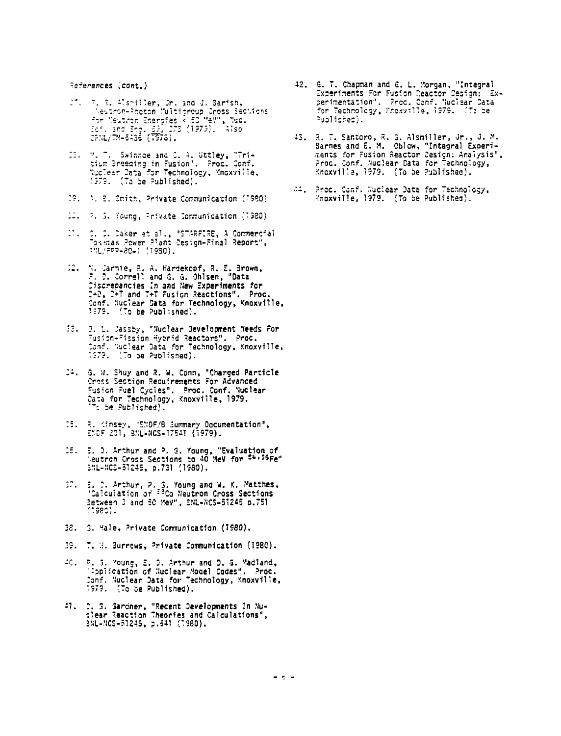References (cont.)

27. R. G. Alsmiller, Jr. and J. Barish, "Neutron-Photon Multigroup Cross Sections for Neutron Energies < 60 MeV", Nuc. Sci. and Eng. 69, 378 (1979). Also ORNL/TM-6486 (1978).

28. M. T. Swinhoe and C. A. Uttley, "Tritium Breeding in Fusion". Proc. Conf. Nuclear Data for Technology, Knoxville, 1979. (To be Published).

29. A. B. Smith, Private Communication (1980)

30. P. G. Young, Private Communication (1980)

31. C. C. Baker et al., "STARFIRE, A Commercial Tokamak Power Plant Design-Final Report", ANL/FPP-80-1 (1980).

32. N. Jarmie, R. A. Hardekopf, R. E. Brown, F. D. Correll and G. G. Ohlsen, "Data Discrepancies In and New Experiments for D+D, D+T and T+T Fusion Reactions". Proc. Conf. Nuclear Data for Technology, Knoxville, 1979. (To be Published).

33. D. L. Jassby, "Nuclear Development Needs For Fusion-Fission Hybrid Reactors". Proc. Conf. Nuclear Data for Technology, Knoxville, 1979. (To be Published).

34. G. W. Shuy and R. W. Conn, "Charged Particle Cross Section Requirements For Advanced Fusion Fuel Cycles". Proc. Conf. Nuclear Data for Technology, Knoxville, 1979. (To be Published).

35. R. Kinsey, "ENDF/B Summary Documentation", ENDF 201, BNL-NCS-17541 (1979).

36. E. D. Arthur and P. G. Young, "Evaluation of Neutron Cross Sections to 40 MeV for $^{54,56}Fe$" BNL-NCS-51245, p.731 (1980).

37. E. D. Arthur, P. G. Young and W. K. Matthes, "Calculation of $^{59}Co$ Neutron Cross Sections Between 3 and 50 MeV", BNL-NCS-51245 p.751 (1980).

38. G. Hale, Private Communication (1980).

39. T. W. Burrows, Private Communication (1980).

40. P. G. Young, E. D. Arthur and D. G. Madland, "Application of Nuclear Model Codes". Proc. Conf. Nuclear Data for Technology, Knoxville, 1979. (To be Published).

41. D. G. Gardner, "Recent Developments In Nuclear Reaction Theories and Calculations", BNL-NCS-51245, p.641 (1980).

42. G. T. Chapman and G. L. Morgan, "Integral Experiments For Fusion Reactor Design: Experimentation". Proc. Conf. Nuclear Data for Technology, Knoxville, 1979. (To be Published).

43. R. T. Santoro, R. G. Alsmiller, Jr., J. M. Barnes and E. M. Oblow, "Integral Experiments for Fusion Reactor Design: Analysis", Proc. Conf. Nuclear Data for Technology, Knoxville, 1979. (To be Published).

44. Proc. Conf. Nuclear Data for Technology, Knoxville, 1979. (To be Published).